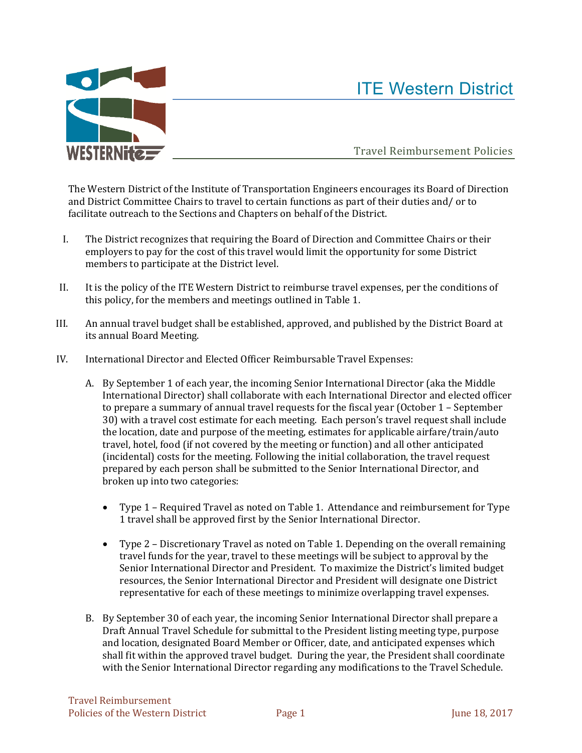# ITE Western District

## Travel Reimbursement Policies

The Western District of the Institute of Transportation Engineers encourages its Board of Direction and District Committee Chairs to travel to certain functions as part of their duties and/ or to facilitate outreach to the Sections and Chapters on behalf of the District.

I. The District recognizes that requiring the Board of Direction and Committee Chairs or their employers to pay for the cost of this travel would limit the opportunity for some District members to participate at the District level.

II. It is the policy of the ITE Western District to reimburse travel expenses, per the conditions of this policy, for the members and meetings outlined in Table 1.

III. An annual travel budget shall be established, approved, and published by the District Board at its annual Board Meeting.

IV. International Director and Elected Officer Reimbursable Travel Expenses:

   A. By September 1 of each year, the incoming Senior International Director (aka the Middle International Director) shall collaborate with each International Director and elected officer to prepare a summary of annual travel requests for the fiscal year (October 1 – September 30) with a travel cost estimate for each meeting. Each person's travel request shall include the location, date and purpose of the meeting, estimates for applicable airfare/train/auto travel, hotel, food (if not covered by the meeting or function) and all other anticipated (incidental) costs for the meeting. Following the initial collaboration, the travel request prepared by each person shall be submitted to the Senior International Director, and broken up into two categories:

   - Type 1 – Required Travel as noted on Table 1. Attendance and reimbursement for Type 1 travel shall be approved first by the Senior International Director.

   - Type 2 – Discretionary Travel as noted on Table 1. Depending on the overall remaining travel funds for the year, travel to these meetings will be subject to approval by the Senior International Director and President. To maximize the District's limited budget resources, the Senior International Director and President will designate one District representative for each of these meetings to minimize overlapping travel expenses.

   B. By September 30 of each year, the incoming Senior International Director shall prepare a Draft Annual Travel Schedule for submittal to the President listing meeting type, purpose and location, designated Board Member or Officer, date, and anticipated expenses which shall fit within the approved travel budget. During the year, the President shall coordinate with the Senior International Director regarding any modifications to the Travel Schedule.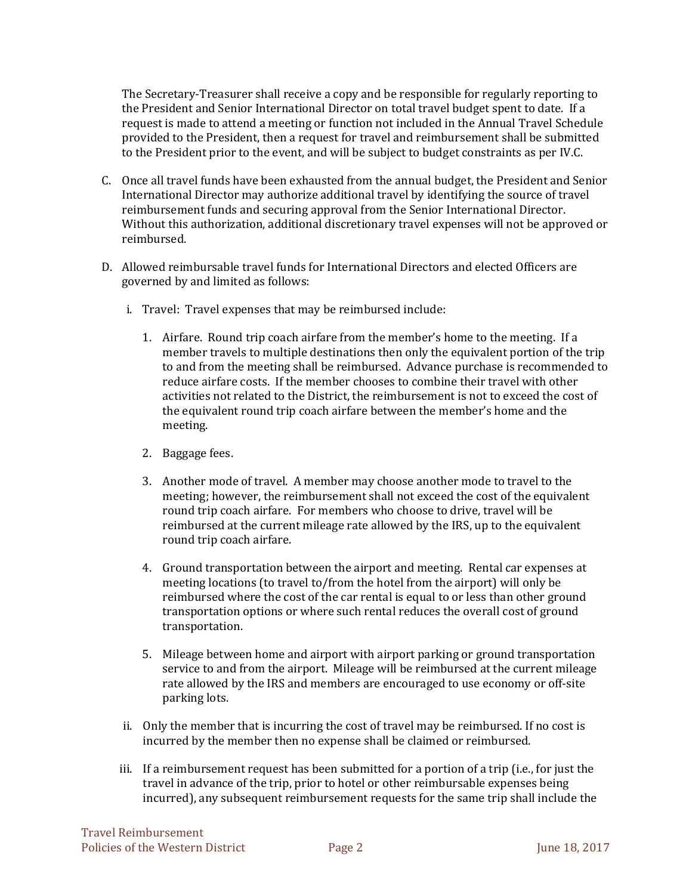The Secretary-Treasurer shall receive a copy and be responsible for regularly reporting to the President and Senior International Director on total travel budget spent to date. If a request is made to attend a meeting or function not included in the Annual Travel Schedule provided to the President, then a request for travel and reimbursement shall be submitted to the President prior to the event, and will be subject to budget constraints as per IV.C.

C. Once all travel funds have been exhausted from the annual budget, the President and Senior International Director may authorize additional travel by identifying the source of travel reimbursement funds and securing approval from the Senior International Director. Without this authorization, additional discretionary travel expenses will not be approved or reimbursed.

D. Allowed reimbursable travel funds for International Directors and elected Officers are governed by and limited as follows:

   i. Travel: Travel expenses that may be reimbursed include:

      1. Airfare. Round trip coach airfare from the member's home to the meeting. If a member travels to multiple destinations then only the equivalent portion of the trip to and from the meeting shall be reimbursed. Advance purchase is recommended to reduce airfare costs. If the member chooses to combine their travel with other activities not related to the District, the reimbursement is not to exceed the cost of the equivalent round trip coach airfare between the member's home and the meeting.

      2. Baggage fees.

      3. Another mode of travel. A member may choose another mode to travel to the meeting; however, the reimbursement shall not exceed the cost of the equivalent round trip coach airfare. For members who choose to drive, travel will be reimbursed at the current mileage rate allowed by the IRS, up to the equivalent round trip coach airfare.

      4. Ground transportation between the airport and meeting. Rental car expenses at meeting locations (to travel to/from the hotel from the airport) will only be reimbursed where the cost of the car rental is equal to or less than other ground transportation options or where such rental reduces the overall cost of ground transportation.

      5. Mileage between home and airport with airport parking or ground transportation service to and from the airport. Mileage will be reimbursed at the current mileage rate allowed by the IRS and members are encouraged to use economy or off-site parking lots.

   ii. Only the member that is incurring the cost of travel may be reimbursed. If no cost is incurred by the member then no expense shall be claimed or reimbursed.

   iii. If a reimbursement request has been submitted for a portion of a trip (i.e., for just the travel in advance of the trip, prior to hotel or other reimbursable expenses being incurred), any subsequent reimbursement requests for the same trip shall include the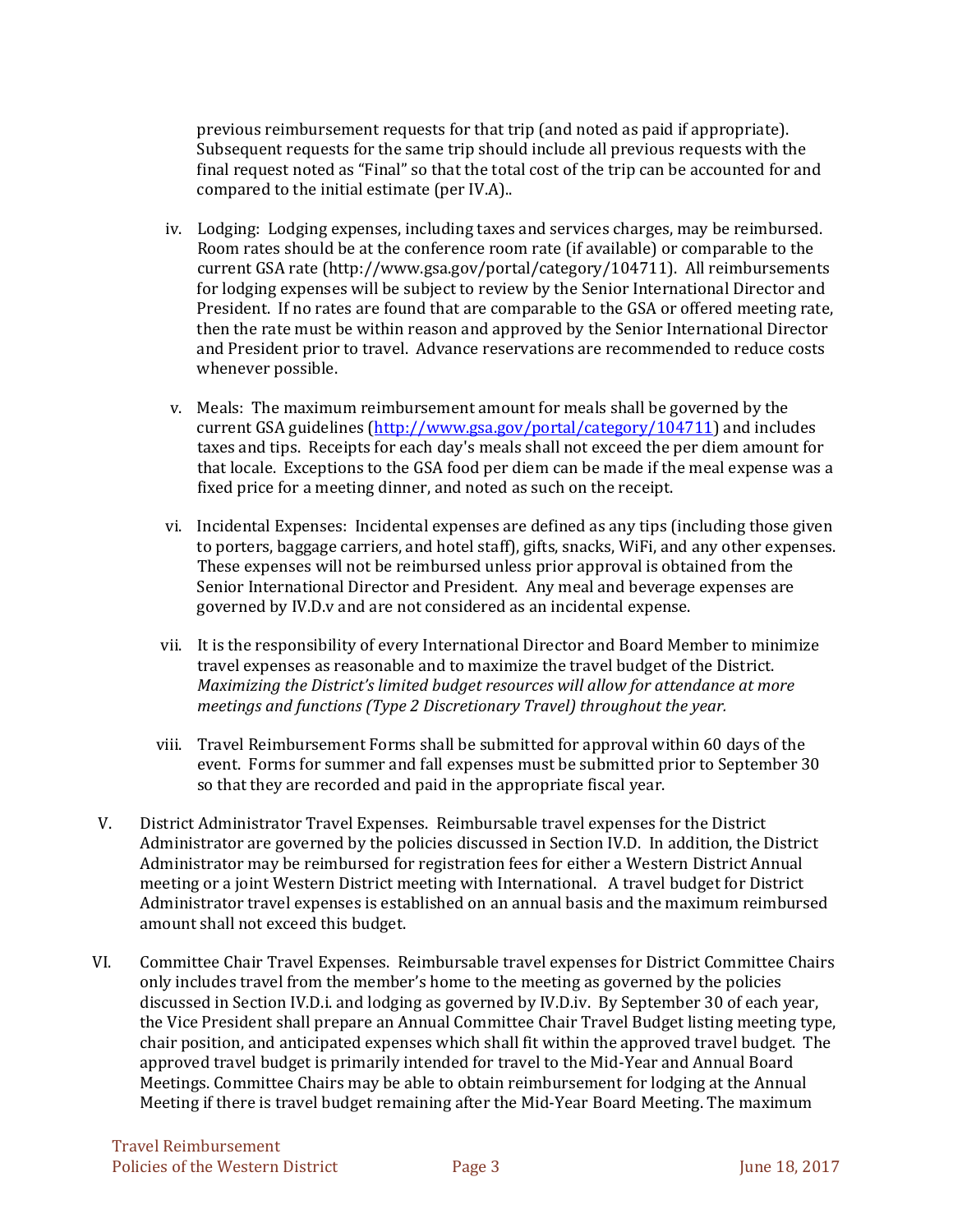previous reimbursement requests for that trip (and noted as paid if appropriate). Subsequent requests for the same trip should include all previous requests with the final request noted as "Final" so that the total cost of the trip can be accounted for and compared to the initial estimate (per IV.A)..

iv. Lodging: Lodging expenses, including taxes and services charges, may be reimbursed. Room rates should be at the conference room rate (if available) or comparable to the current GSA rate (http://www.gsa.gov/portal/category/104711). All reimbursements for lodging expenses will be subject to review by the Senior International Director and President. If no rates are found that are comparable to the GSA or offered meeting rate, then the rate must be within reason and approved by the Senior International Director and President prior to travel. Advance reservations are recommended to reduce costs whenever possible.

v. Meals: The maximum reimbursement amount for meals shall be governed by the current GSA guidelines (http://www.gsa.gov/portal/category/104711) and includes taxes and tips. Receipts for each day's meals shall not exceed the per diem amount for that locale. Exceptions to the GSA food per diem can be made if the meal expense was a fixed price for a meeting dinner, and noted as such on the receipt.

vi. Incidental Expenses: Incidental expenses are defined as any tips (including those given to porters, baggage carriers, and hotel staff), gifts, snacks, WiFi, and any other expenses. These expenses will not be reimbursed unless prior approval is obtained from the Senior International Director and President. Any meal and beverage expenses are governed by IV.D.v and are not considered as an incidental expense.

vii. It is the responsibility of every International Director and Board Member to minimize travel expenses as reasonable and to maximize the travel budget of the District. *Maximizing the District's limited budget resources will allow for attendance at more meetings and functions (Type 2 Discretionary Travel) throughout the year.*

viii. Travel Reimbursement Forms shall be submitted for approval within 60 days of the event. Forms for summer and fall expenses must be submitted prior to September 30 so that they are recorded and paid in the appropriate fiscal year.

V. District Administrator Travel Expenses. Reimbursable travel expenses for the District Administrator are governed by the policies discussed in Section IV.D. In addition, the District Administrator may be reimbursed for registration fees for either a Western District Annual meeting or a joint Western District meeting with International. A travel budget for District Administrator travel expenses is established on an annual basis and the maximum reimbursed amount shall not exceed this budget.

VI. Committee Chair Travel Expenses. Reimbursable travel expenses for District Committee Chairs only includes travel from the member's home to the meeting as governed by the policies discussed in Section IV.D.i. and lodging as governed by IV.D.iv. By September 30 of each year, the Vice President shall prepare an Annual Committee Chair Travel Budget listing meeting type, chair position, and anticipated expenses which shall fit within the approved travel budget. The approved travel budget is primarily intended for travel to the Mid-Year and Annual Board Meetings. Committee Chairs may be able to obtain reimbursement for lodging at the Annual Meeting if there is travel budget remaining after the Mid-Year Board Meeting. The maximum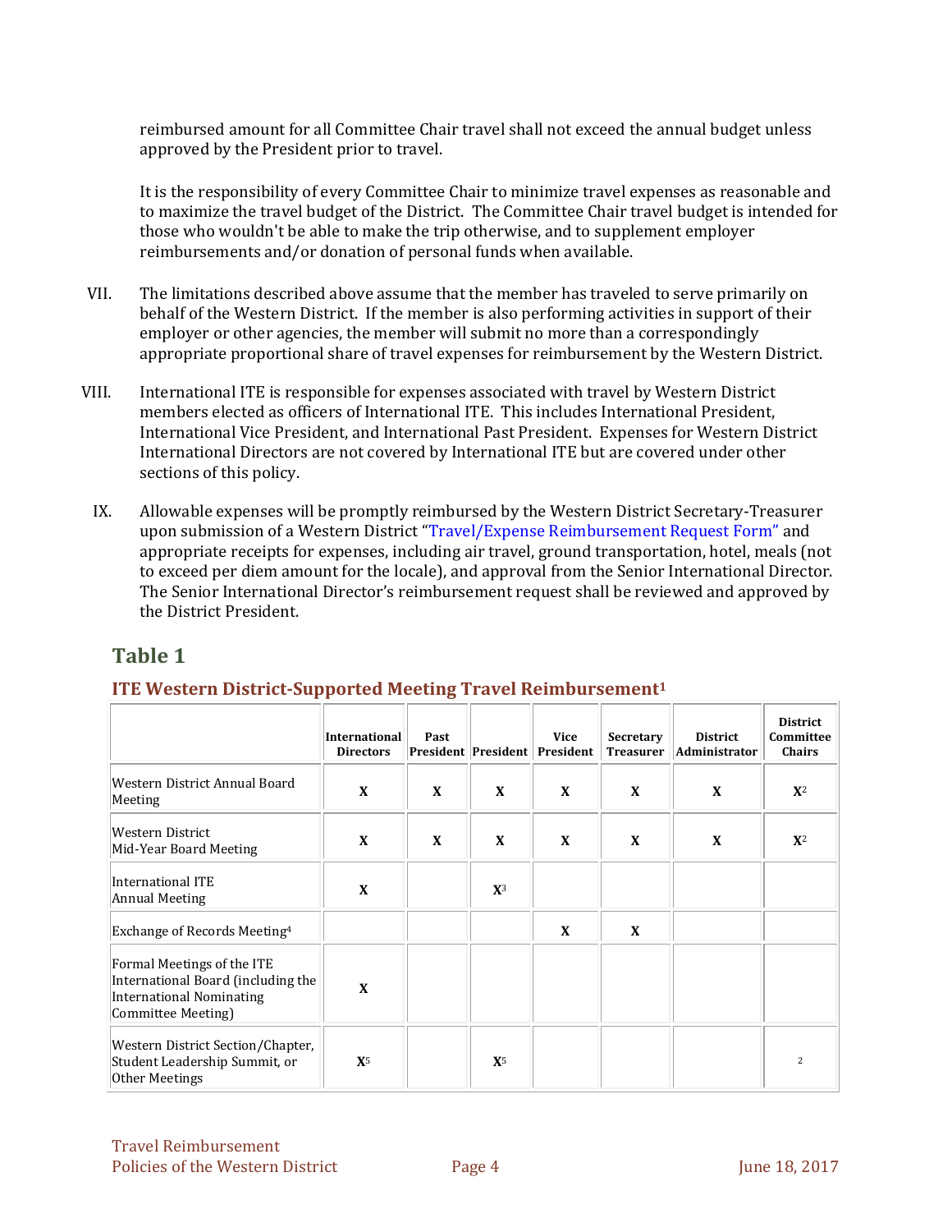reimbursed amount for all Committee Chair travel shall not exceed the annual budget unless approved by the President prior to travel.

It is the responsibility of every Committee Chair to minimize travel expenses as reasonable and to maximize the travel budget of the District. The Committee Chair travel budget is intended for those who wouldn't be able to make the trip otherwise, and to supplement employer reimbursements and/or donation of personal funds when available.

VII. The limitations described above assume that the member has traveled to serve primarily on behalf of the Western District. If the member is also performing activities in support of their employer or other agencies, the member will submit no more than a correspondingly appropriate proportional share of travel expenses for reimbursement by the Western District.

VIII. International ITE is responsible for expenses associated with travel by Western District members elected as officers of International ITE. This includes International President, International Vice President, and International Past President. Expenses for Western District International Directors are not covered by International ITE but are covered under other sections of this policy.

IX. Allowable expenses will be promptly reimbursed by the Western District Secretary-Treasurer upon submission of a Western District "Travel/Expense Reimbursement Request Form" and appropriate receipts for expenses, including air travel, ground transportation, hotel, meals (not to exceed per diem amount for the locale), and approval from the Senior International Director. The Senior International Director's reimbursement request shall be reviewed and approved by the District President.

## Table 1

### ITE Western District-Supported Meeting Travel Reimbursement[1]

| | International Directors | Past President | President | Vice President | Secretary Treasurer | District Administrator | District Committee Chairs |
|---|---|---|---|---|---|---|---|
| Western District Annual Board Meeting | X | X | X | X | X | X | X[2] |
| Western District Mid-Year Board Meeting | X | X | X | X | X | X | X[2] |
| International ITE Annual Meeting | X | | X[3] | | | | |
| Exchange of Records Meeting[4] | | | | X | X | | |
| Formal Meetings of the ITE International Board (including the International Nominating Committee Meeting) | X | | | | | | |
| Western District Section/Chapter, Student Leadership Summit, or Other Meetings | X[5] | | X[5] | | | | [2] |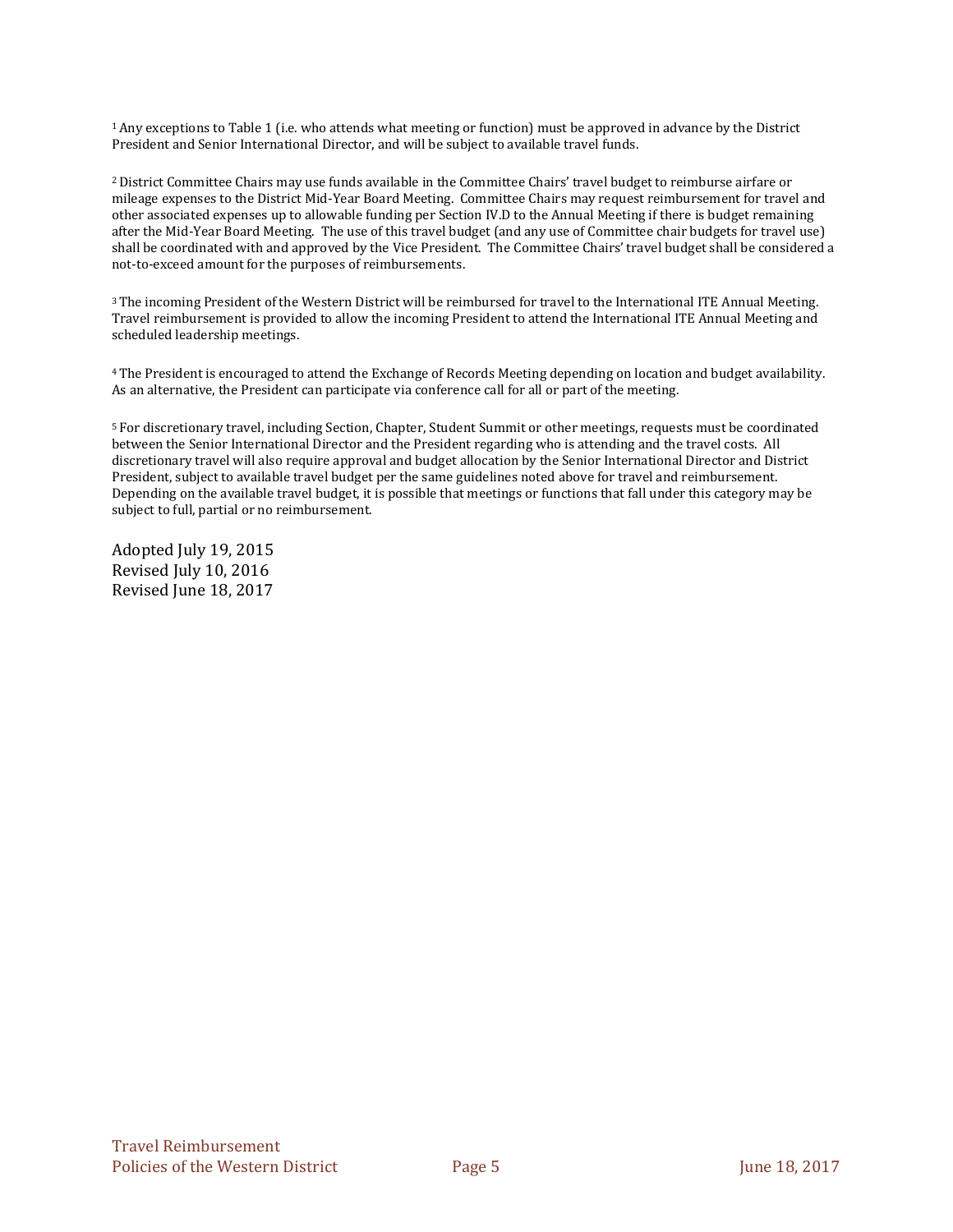[1] Any exceptions to Table 1 (i.e. who attends what meeting or function) must be approved in advance by the District President and Senior International Director, and will be subject to available travel funds.

[2] District Committee Chairs may use funds available in the Committee Chairs' travel budget to reimburse airfare or mileage expenses to the District Mid-Year Board Meeting. Committee Chairs may request reimbursement for travel and other associated expenses up to allowable funding per Section IV.D to the Annual Meeting if there is budget remaining after the Mid-Year Board Meeting. The use of this travel budget (and any use of Committee chair budgets for travel use) shall be coordinated with and approved by the Vice President. The Committee Chairs' travel budget shall be considered a not-to-exceed amount for the purposes of reimbursements.

[3] The incoming President of the Western District will be reimbursed for travel to the International ITE Annual Meeting. Travel reimbursement is provided to allow the incoming President to attend the International ITE Annual Meeting and scheduled leadership meetings.

[4] The President is encouraged to attend the Exchange of Records Meeting depending on location and budget availability. As an alternative, the President can participate via conference call for all or part of the meeting.

[5] For discretionary travel, including Section, Chapter, Student Summit or other meetings, requests must be coordinated between the Senior International Director and the President regarding who is attending and the travel costs. All discretionary travel will also require approval and budget allocation by the Senior International Director and District President, subject to available travel budget per the same guidelines noted above for travel and reimbursement. Depending on the available travel budget, it is possible that meetings or functions that fall under this category may be subject to full, partial or no reimbursement.

Adopted July 19, 2015  
Revised July 10, 2016  
Revised June 18, 2017